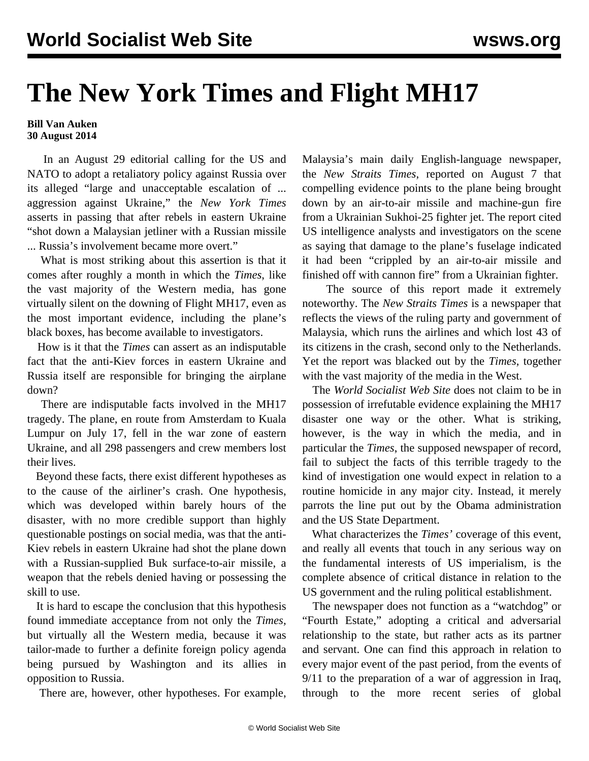# The New York Times and Flight MH17

**Bill Van Auken**
**30 August 2014**

In an August 29 editorial calling for the US and NATO to adopt a retaliatory policy against Russia over its alleged "large and unacceptable escalation of ... aggression against Ukraine," the *New York Times* asserts in passing that after rebels in eastern Ukraine "shot down a Malaysian jetliner with a Russian missile ... Russia's involvement became more overt."

What is most striking about this assertion is that it comes after roughly a month in which the *Times*, like the vast majority of the Western media, has gone virtually silent on the downing of Flight MH17, even as the most important evidence, including the plane's black boxes, has become available to investigators.

How is it that the *Times* can assert as an indisputable fact that the anti-Kiev forces in eastern Ukraine and Russia itself are responsible for bringing the airplane down?

There are indisputable facts involved in the MH17 tragedy. The plane, en route from Amsterdam to Kuala Lumpur on July 17, fell in the war zone of eastern Ukraine, and all 298 passengers and crew members lost their lives.

Beyond these facts, there exist different hypotheses as to the cause of the airliner's crash. One hypothesis, which was developed within barely hours of the disaster, with no more credible support than highly questionable postings on social media, was that the anti-Kiev rebels in eastern Ukraine had shot the plane down with a Russian-supplied Buk surface-to-air missile, a weapon that the rebels denied having or possessing the skill to use.

It is hard to escape the conclusion that this hypothesis found immediate acceptance from not only the *Times*, but virtually all the Western media, because it was tailor-made to further a definite foreign policy agenda being pursued by Washington and its allies in opposition to Russia.

There are, however, other hypotheses. For example, Malaysia's main daily English-language newspaper, the *New Straits Times*, reported on August 7 that compelling evidence points to the plane being brought down by an air-to-air missile and machine-gun fire from a Ukrainian Sukhoi-25 fighter jet. The report cited US intelligence analysts and investigators on the scene as saying that damage to the plane's fuselage indicated it had been "crippled by an air-to-air missile and finished off with cannon fire" from a Ukrainian fighter.

The source of this report made it extremely noteworthy. The *New Straits Times* is a newspaper that reflects the views of the ruling party and government of Malaysia, which runs the airlines and which lost 43 of its citizens in the crash, second only to the Netherlands. Yet the report was blacked out by the *Times*, together with the vast majority of the media in the West.

The *World Socialist Web Site* does not claim to be in possession of irrefutable evidence explaining the MH17 disaster one way or the other. What is striking, however, is the way in which the media, and in particular the *Times*, the supposed newspaper of record, fail to subject the facts of this terrible tragedy to the kind of investigation one would expect in relation to a routine homicide in any major city. Instead, it merely parrots the line put out by the Obama administration and the US State Department.

What characterizes the *Times'* coverage of this event, and really all events that touch in any serious way on the fundamental interests of US imperialism, is the complete absence of critical distance in relation to the US government and the ruling political establishment.

The newspaper does not function as a "watchdog" or "Fourth Estate," adopting a critical and adversarial relationship to the state, but rather acts as its partner and servant. One can find this approach in relation to every major event of the past period, from the events of 9/11 to the preparation of a war of aggression in Iraq, through to the more recent series of global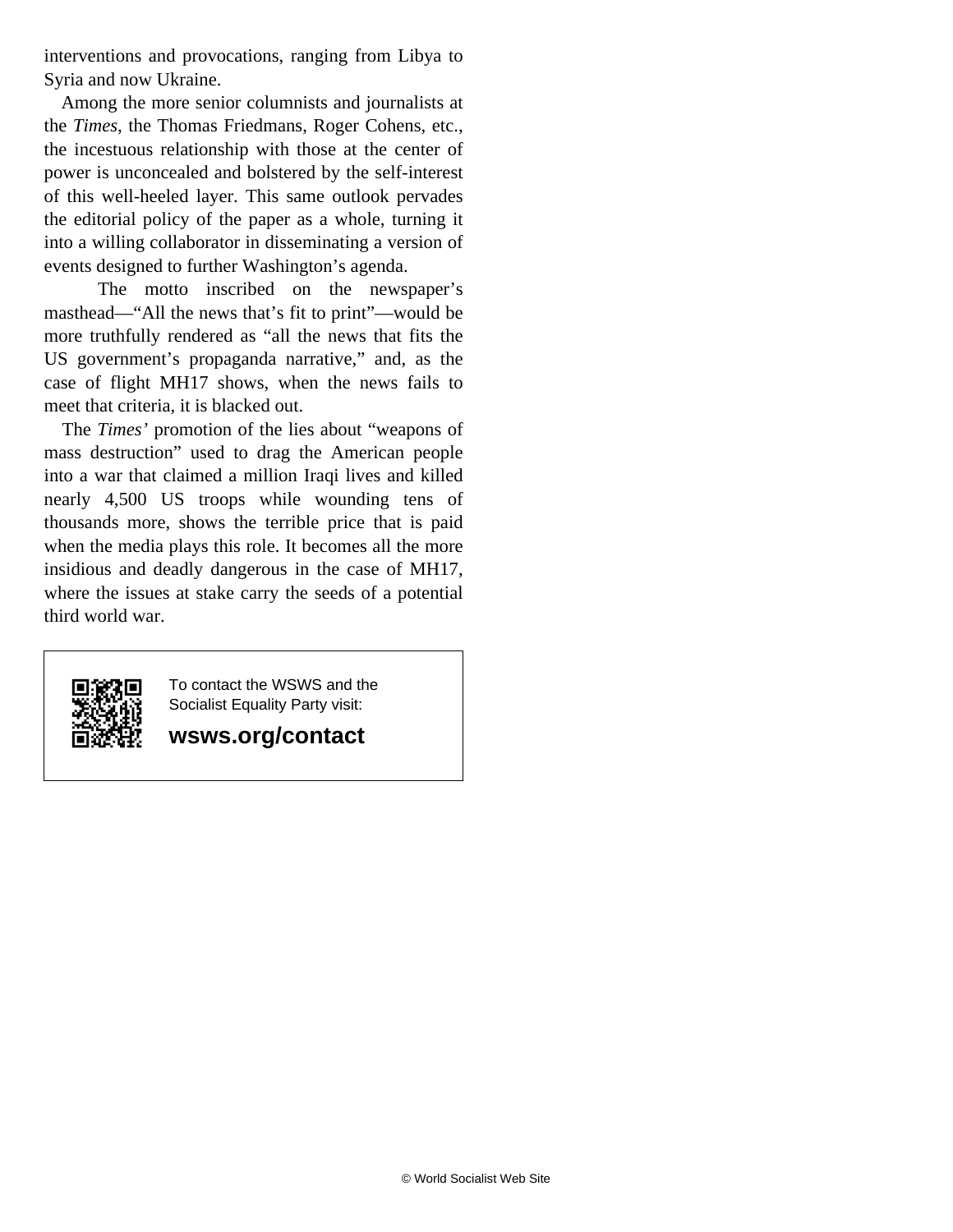interventions and provocations, ranging from Libya to Syria and now Ukraine.

Among the more senior columnists and journalists at the *Times*, the Thomas Friedmans, Roger Cohens, etc., the incestuous relationship with those at the center of power is unconcealed and bolstered by the self-interest of this well-heeled layer. This same outlook pervades the editorial policy of the paper as a whole, turning it into a willing collaborator in disseminating a version of events designed to further Washington's agenda.

The motto inscribed on the newspaper's masthead—"All the news that's fit to print"—would be more truthfully rendered as "all the news that fits the US government's propaganda narrative," and, as the case of flight MH17 shows, when the news fails to meet that criteria, it is blacked out.

The *Times'* promotion of the lies about "weapons of mass destruction" used to drag the American people into a war that claimed a million Iraqi lives and killed nearly 4,500 US troops while wounding tens of thousands more, shows the terrible price that is paid when the media plays this role. It becomes all the more insidious and deadly dangerous in the case of MH17, where the issues at stake carry the seeds of a potential third world war.

To contact the WSWS and the Socialist Equality Party visit:

**wsws.org/contact**

© World Socialist Web Site